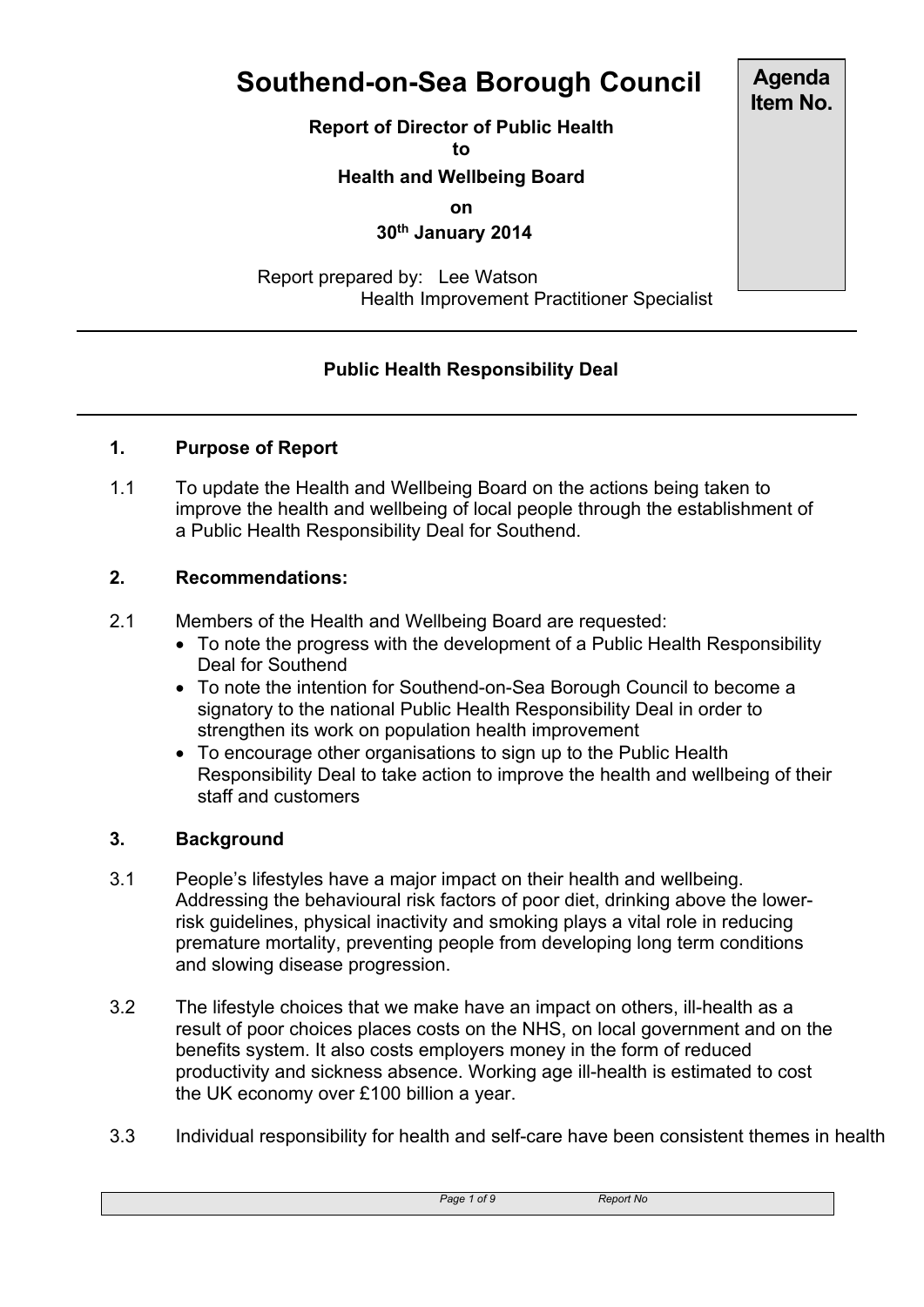# Southend-on-Sea Borough Council

**Agenda Item No.**

**Report of Director of Public Health**
**to**
**Health and Wellbeing Board**
**on**
**30th January 2014**

Report prepared by: Lee Watson
Health Improvement Practitioner Specialist

---

**Public Health Responsibility Deal**

---

## 1. Purpose of Report

1.1 To update the Health and Wellbeing Board on the actions being taken to improve the health and wellbeing of local people through the establishment of a Public Health Responsibility Deal for Southend.

## 2. Recommendations:

2.1 Members of the Health and Wellbeing Board are requested:

- To note the progress with the development of a Public Health Responsibility Deal for Southend
- To note the intention for Southend-on-Sea Borough Council to become a signatory to the national Public Health Responsibility Deal in order to strengthen its work on population health improvement
- To encourage other organisations to sign up to the Public Health Responsibility Deal to take action to improve the health and wellbeing of their staff and customers

## 3. Background

3.1 People's lifestyles have a major impact on their health and wellbeing. Addressing the behavioural risk factors of poor diet, drinking above the lower-risk guidelines, physical inactivity and smoking plays a vital role in reducing premature mortality, preventing people from developing long term conditions and slowing disease progression.

3.2 The lifestyle choices that we make have an impact on others, ill-health as a result of poor choices places costs on the NHS, on local government and on the benefits system. It also costs employers money in the form of reduced productivity and sickness absence. Working age ill-health is estimated to cost the UK economy over £100 billion a year.

3.3 Individual responsibility for health and self-care have been consistent themes in health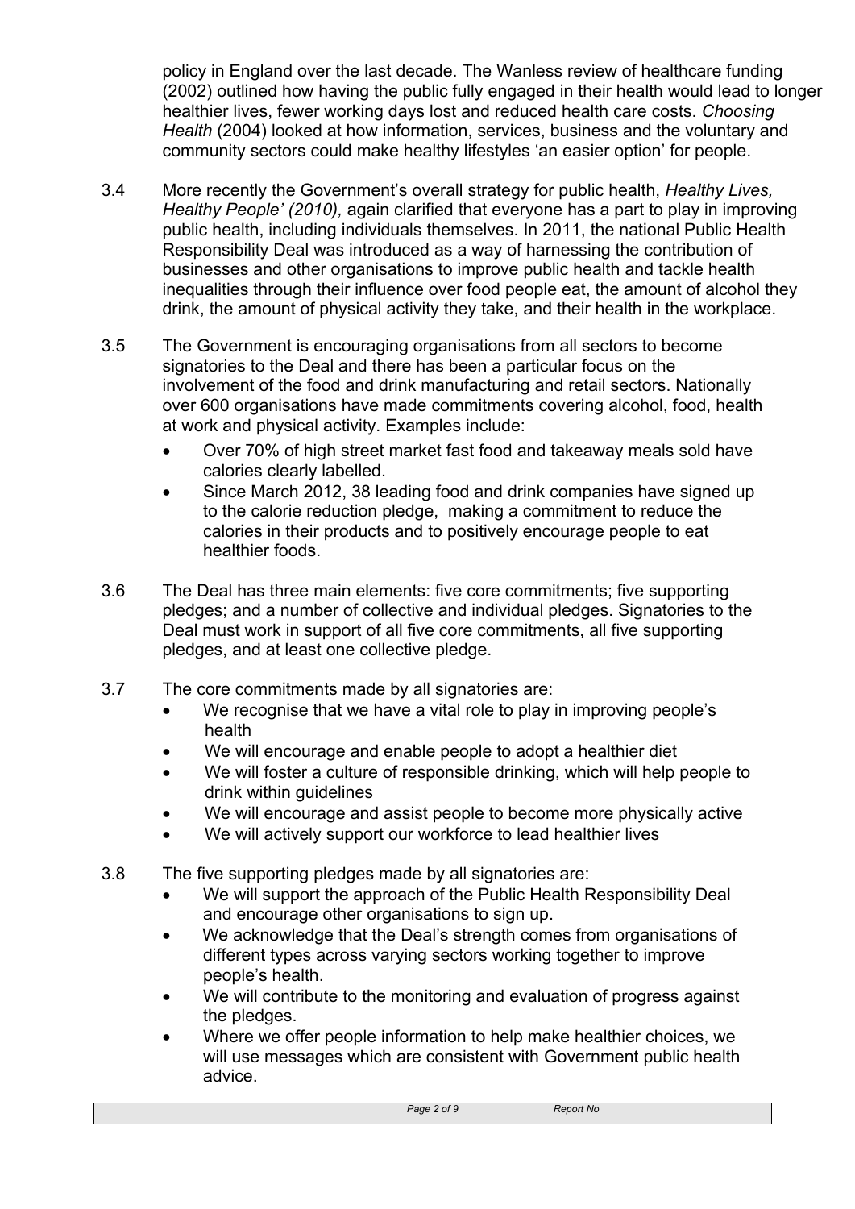policy in England over the last decade. The Wanless review of healthcare funding (2002) outlined how having the public fully engaged in their health would lead to longer healthier lives, fewer working days lost and reduced health care costs. *Choosing Health* (2004) looked at how information, services, business and the voluntary and community sectors could make healthy lifestyles 'an easier option' for people.

3.4 More recently the Government's overall strategy for public health, *Healthy Lives, Healthy People' (2010),* again clarified that everyone has a part to play in improving public health, including individuals themselves. In 2011, the national Public Health Responsibility Deal was introduced as a way of harnessing the contribution of businesses and other organisations to improve public health and tackle health inequalities through their influence over food people eat, the amount of alcohol they drink, the amount of physical activity they take, and their health in the workplace.

3.5 The Government is encouraging organisations from all sectors to become signatories to the Deal and there has been a particular focus on the involvement of the food and drink manufacturing and retail sectors. Nationally over 600 organisations have made commitments covering alcohol, food, health at work and physical activity. Examples include:

- Over 70% of high street market fast food and takeaway meals sold have calories clearly labelled.
- Since March 2012, 38 leading food and drink companies have signed up to the calorie reduction pledge, making a commitment to reduce the calories in their products and to positively encourage people to eat healthier foods.

3.6 The Deal has three main elements: five core commitments; five supporting pledges; and a number of collective and individual pledges. Signatories to the Deal must work in support of all five core commitments, all five supporting pledges, and at least one collective pledge.

3.7 The core commitments made by all signatories are:

- We recognise that we have a vital role to play in improving people's health
- We will encourage and enable people to adopt a healthier diet
- We will foster a culture of responsible drinking, which will help people to drink within guidelines
- We will encourage and assist people to become more physically active
- We will actively support our workforce to lead healthier lives

3.8 The five supporting pledges made by all signatories are:

- We will support the approach of the Public Health Responsibility Deal and encourage other organisations to sign up.
- We acknowledge that the Deal's strength comes from organisations of different types across varying sectors working together to improve people's health.
- We will contribute to the monitoring and evaluation of progress against the pledges.
- Where we offer people information to help make healthier choices, we will use messages which are consistent with Government public health advice.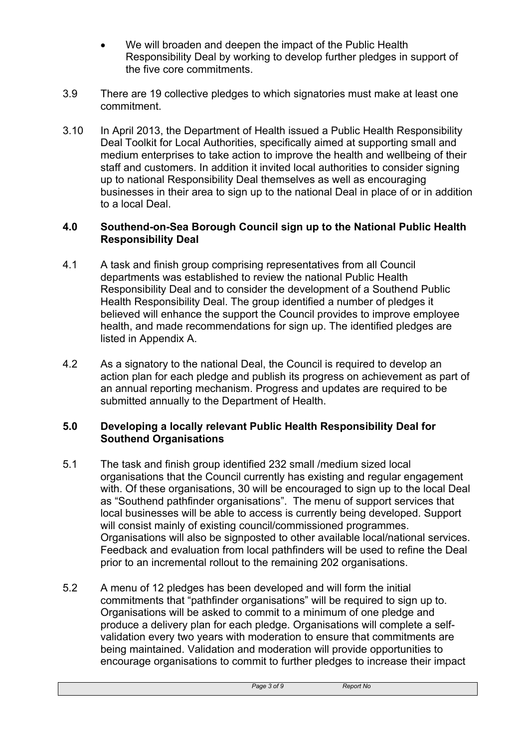- We will broaden and deepen the impact of the Public Health Responsibility Deal by working to develop further pledges in support of the five core commitments.

3.9 There are 19 collective pledges to which signatories must make at least one commitment.

3.10 In April 2013, the Department of Health issued a Public Health Responsibility Deal Toolkit for Local Authorities, specifically aimed at supporting small and medium enterprises to take action to improve the health and wellbeing of their staff and customers. In addition it invited local authorities to consider signing up to national Responsibility Deal themselves as well as encouraging businesses in their area to sign up to the national Deal in place of or in addition to a local Deal.

## 4.0 Southend-on-Sea Borough Council sign up to the National Public Health Responsibility Deal

4.1 A task and finish group comprising representatives from all Council departments was established to review the national Public Health Responsibility Deal and to consider the development of a Southend Public Health Responsibility Deal. The group identified a number of pledges it believed will enhance the support the Council provides to improve employee health, and made recommendations for sign up. The identified pledges are listed in Appendix A.

4.2 As a signatory to the national Deal, the Council is required to develop an action plan for each pledge and publish its progress on achievement as part of an annual reporting mechanism. Progress and updates are required to be submitted annually to the Department of Health.

## 5.0 Developing a locally relevant Public Health Responsibility Deal for Southend Organisations

5.1 The task and finish group identified 232 small /medium sized local organisations that the Council currently has existing and regular engagement with. Of these organisations, 30 will be encouraged to sign up to the local Deal as "Southend pathfinder organisations". The menu of support services that local businesses will be able to access is currently being developed. Support will consist mainly of existing council/commissioned programmes. Organisations will also be signposted to other available local/national services. Feedback and evaluation from local pathfinders will be used to refine the Deal prior to an incremental rollout to the remaining 202 organisations.

5.2 A menu of 12 pledges has been developed and will form the initial commitments that "pathfinder organisations" will be required to sign up to. Organisations will be asked to commit to a minimum of one pledge and produce a delivery plan for each pledge. Organisations will complete a self-validation every two years with moderation to ensure that commitments are being maintained. Validation and moderation will provide opportunities to encourage organisations to commit to further pledges to increase their impact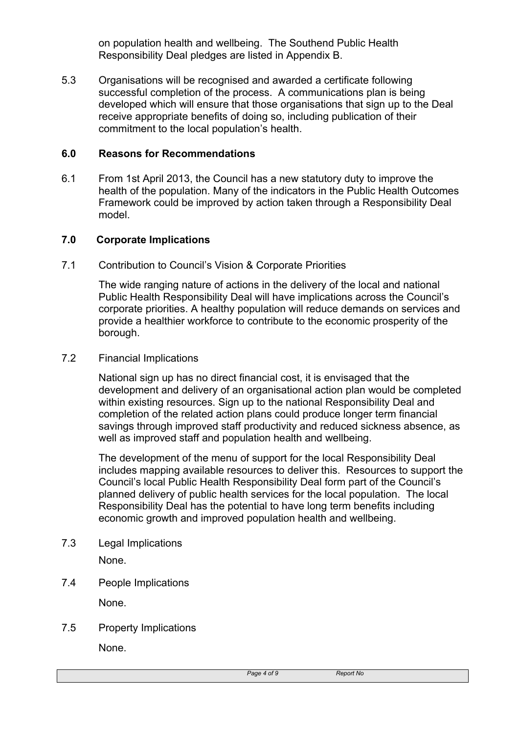on population health and wellbeing. The Southend Public Health Responsibility Deal pledges are listed in Appendix B.

5.3 Organisations will be recognised and awarded a certificate following successful completion of the process. A communications plan is being developed which will ensure that those organisations that sign up to the Deal receive appropriate benefits of doing so, including publication of their commitment to the local population's health.

## 6.0 Reasons for Recommendations

6.1 From 1st April 2013, the Council has a new statutory duty to improve the health of the population. Many of the indicators in the Public Health Outcomes Framework could be improved by action taken through a Responsibility Deal model.

## 7.0 Corporate Implications

7.1 Contribution to Council's Vision & Corporate Priorities

The wide ranging nature of actions in the delivery of the local and national Public Health Responsibility Deal will have implications across the Council's corporate priorities. A healthy population will reduce demands on services and provide a healthier workforce to contribute to the economic prosperity of the borough.

7.2 Financial Implications

National sign up has no direct financial cost, it is envisaged that the development and delivery of an organisational action plan would be completed within existing resources. Sign up to the national Responsibility Deal and completion of the related action plans could produce longer term financial savings through improved staff productivity and reduced sickness absence, as well as improved staff and population health and wellbeing.

The development of the menu of support for the local Responsibility Deal includes mapping available resources to deliver this. Resources to support the Council's local Public Health Responsibility Deal form part of the Council's planned delivery of public health services for the local population. The local Responsibility Deal has the potential to have long term benefits including economic growth and improved population health and wellbeing.

7.3 Legal Implications

None.

7.4 People Implications

None.

7.5 Property Implications

None.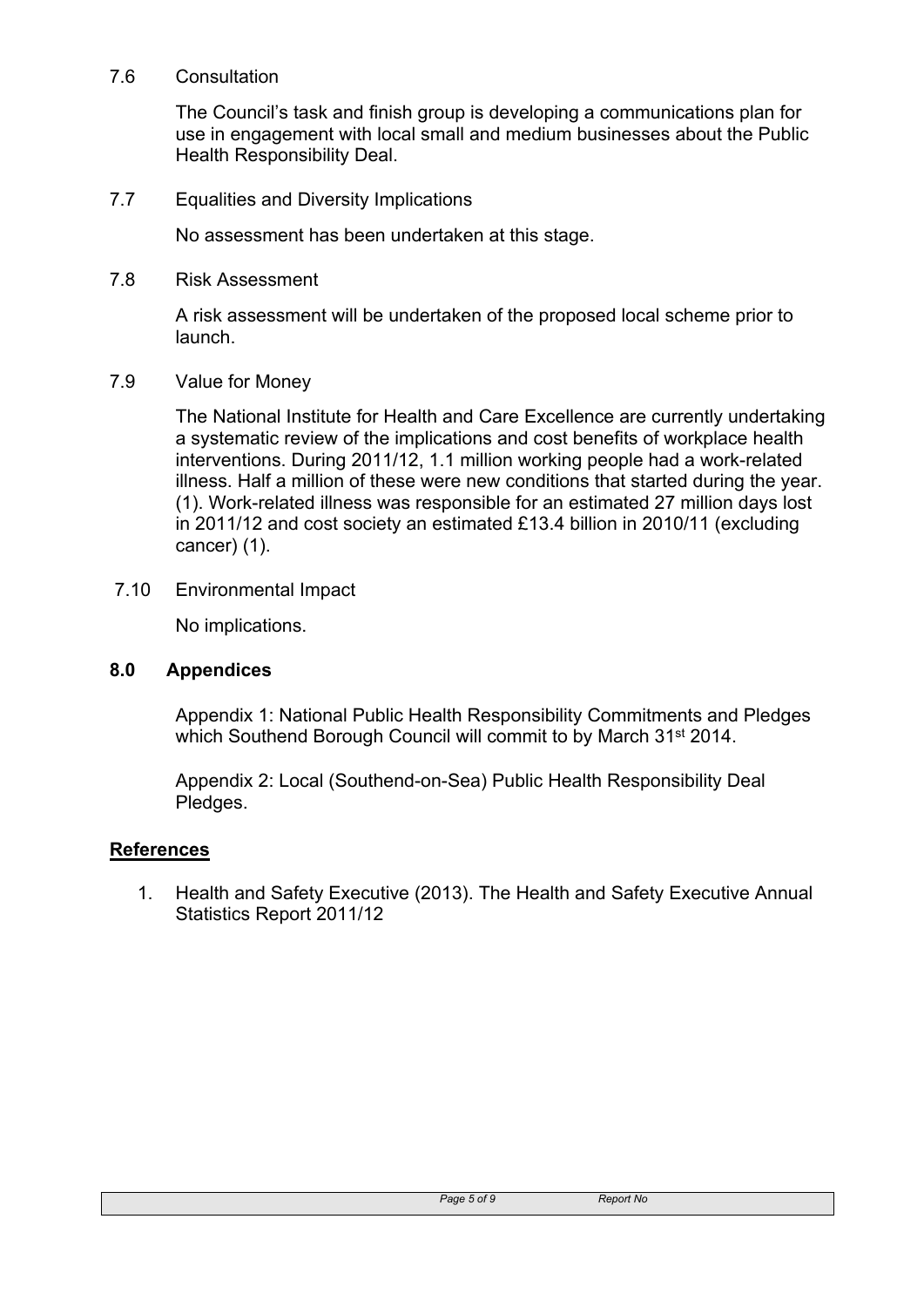7.6 Consultation

The Council's task and finish group is developing a communications plan for use in engagement with local small and medium businesses about the Public Health Responsibility Deal.

7.7 Equalities and Diversity Implications

No assessment has been undertaken at this stage.

7.8 Risk Assessment

A risk assessment will be undertaken of the proposed local scheme prior to launch.

7.9 Value for Money

The National Institute for Health and Care Excellence are currently undertaking a systematic review of the implications and cost benefits of workplace health interventions. During 2011/12, 1.1 million working people had a work-related illness. Half a million of these were new conditions that started during the year. (1). Work-related illness was responsible for an estimated 27 million days lost in 2011/12 and cost society an estimated £13.4 billion in 2010/11 (excluding cancer) (1).

7.10 Environmental Impact

No implications.

## 8.0 Appendices

Appendix 1: National Public Health Responsibility Commitments and Pledges which Southend Borough Council will commit to by March 31st 2014.

Appendix 2: Local (Southend-on-Sea) Public Health Responsibility Deal Pledges.

## References

1. Health and Safety Executive (2013). The Health and Safety Executive Annual Statistics Report 2011/12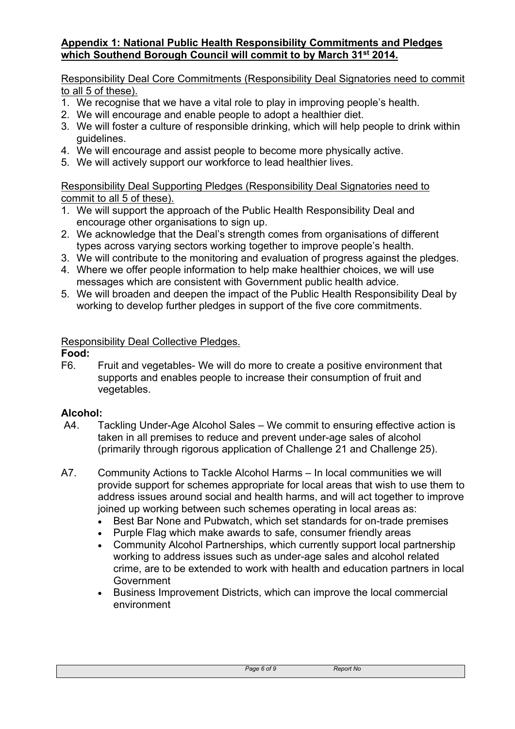**Appendix 1: National Public Health Responsibility Commitments and Pledges which Southend Borough Council will commit to by March 31st 2014.**

Responsibility Deal Core Commitments (Responsibility Deal Signatories need to commit to all 5 of these).

1. We recognise that we have a vital role to play in improving people's health.
2. We will encourage and enable people to adopt a healthier diet.
3. We will foster a culture of responsible drinking, which will help people to drink within guidelines.
4. We will encourage and assist people to become more physically active.
5. We will actively support our workforce to lead healthier lives.

Responsibility Deal Supporting Pledges (Responsibility Deal Signatories need to commit to all 5 of these).

1. We will support the approach of the Public Health Responsibility Deal and encourage other organisations to sign up.
2. We acknowledge that the Deal's strength comes from organisations of different types across varying sectors working together to improve people's health.
3. We will contribute to the monitoring and evaluation of progress against the pledges.
4. Where we offer people information to help make healthier choices, we will use messages which are consistent with Government public health advice.
5. We will broaden and deepen the impact of the Public Health Responsibility Deal by working to develop further pledges in support of the five core commitments.

Responsibility Deal Collective Pledges.

**Food:**

F6. Fruit and vegetables- We will do more to create a positive environment that supports and enables people to increase their consumption of fruit and vegetables.

**Alcohol:**

A4. Tackling Under-Age Alcohol Sales – We commit to ensuring effective action is taken in all premises to reduce and prevent under-age sales of alcohol (primarily through rigorous application of Challenge 21 and Challenge 25).

A7. Community Actions to Tackle Alcohol Harms – In local communities we will provide support for schemes appropriate for local areas that wish to use them to address issues around social and health harms, and will act together to improve joined up working between such schemes operating in local areas as:

- Best Bar None and Pubwatch, which set standards for on-trade premises
- Purple Flag which make awards to safe, consumer friendly areas
- Community Alcohol Partnerships, which currently support local partnership working to address issues such as under-age sales and alcohol related crime, are to be extended to work with health and education partners in local Government
- Business Improvement Districts, which can improve the local commercial environment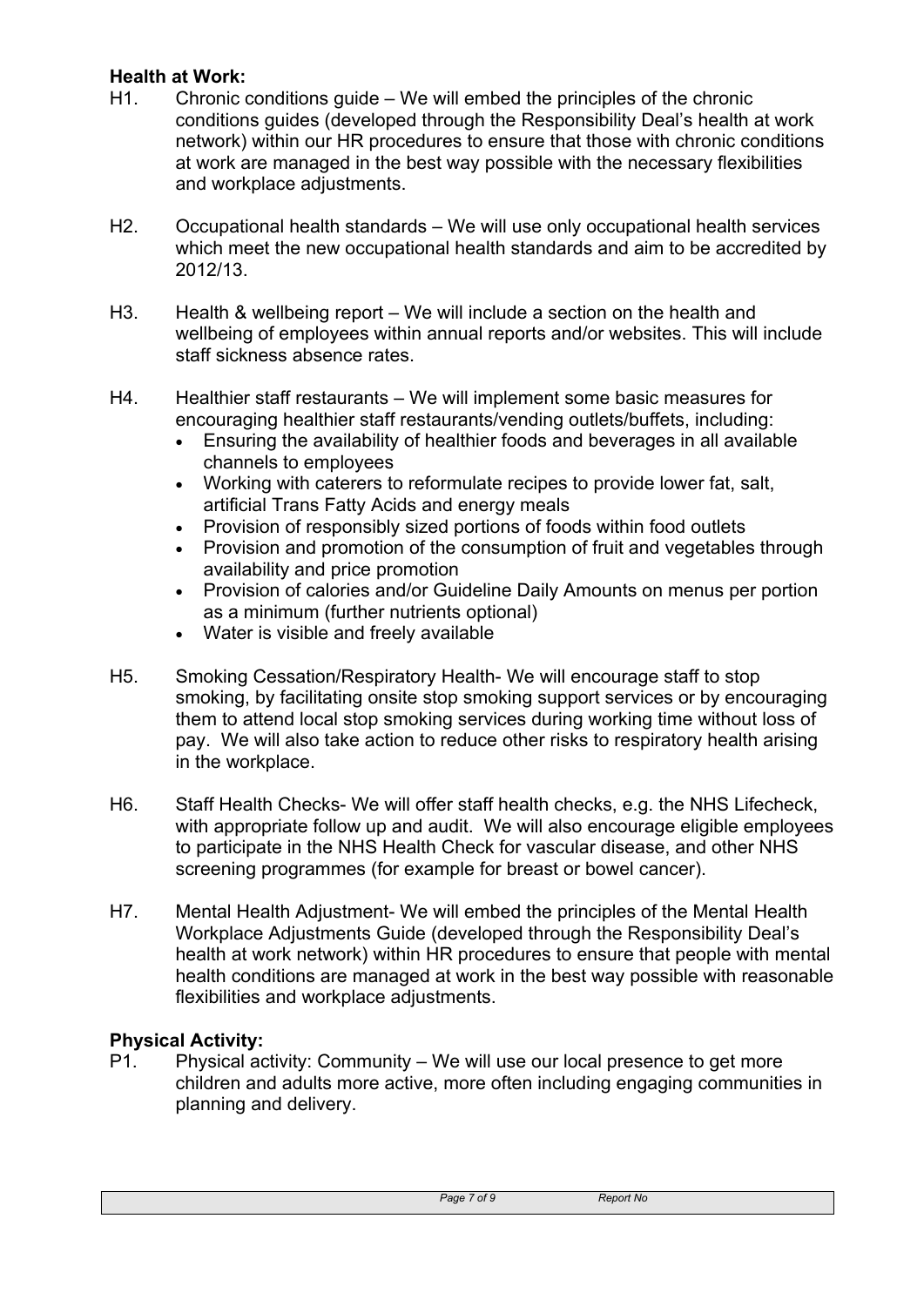**Health at Work:**

H1. Chronic conditions guide – We will embed the principles of the chronic conditions guides (developed through the Responsibility Deal's health at work network) within our HR procedures to ensure that those with chronic conditions at work are managed in the best way possible with the necessary flexibilities and workplace adjustments.

H2. Occupational health standards – We will use only occupational health services which meet the new occupational health standards and aim to be accredited by 2012/13.

H3. Health & wellbeing report – We will include a section on the health and wellbeing of employees within annual reports and/or websites. This will include staff sickness absence rates.

H4. Healthier staff restaurants – We will implement some basic measures for encouraging healthier staff restaurants/vending outlets/buffets, including:

- Ensuring the availability of healthier foods and beverages in all available channels to employees
- Working with caterers to reformulate recipes to provide lower fat, salt, artificial Trans Fatty Acids and energy meals
- Provision of responsibly sized portions of foods within food outlets
- Provision and promotion of the consumption of fruit and vegetables through availability and price promotion
- Provision of calories and/or Guideline Daily Amounts on menus per portion as a minimum (further nutrients optional)
- Water is visible and freely available

H5. Smoking Cessation/Respiratory Health- We will encourage staff to stop smoking, by facilitating onsite stop smoking support services or by encouraging them to attend local stop smoking services during working time without loss of pay. We will also take action to reduce other risks to respiratory health arising in the workplace.

H6. Staff Health Checks- We will offer staff health checks, e.g. the NHS Lifecheck, with appropriate follow up and audit. We will also encourage eligible employees to participate in the NHS Health Check for vascular disease, and other NHS screening programmes (for example for breast or bowel cancer).

H7. Mental Health Adjustment- We will embed the principles of the Mental Health Workplace Adjustments Guide (developed through the Responsibility Deal's health at work network) within HR procedures to ensure that people with mental health conditions are managed at work in the best way possible with reasonable flexibilities and workplace adjustments.

**Physical Activity:**

P1. Physical activity: Community – We will use our local presence to get more children and adults more active, more often including engaging communities in planning and delivery.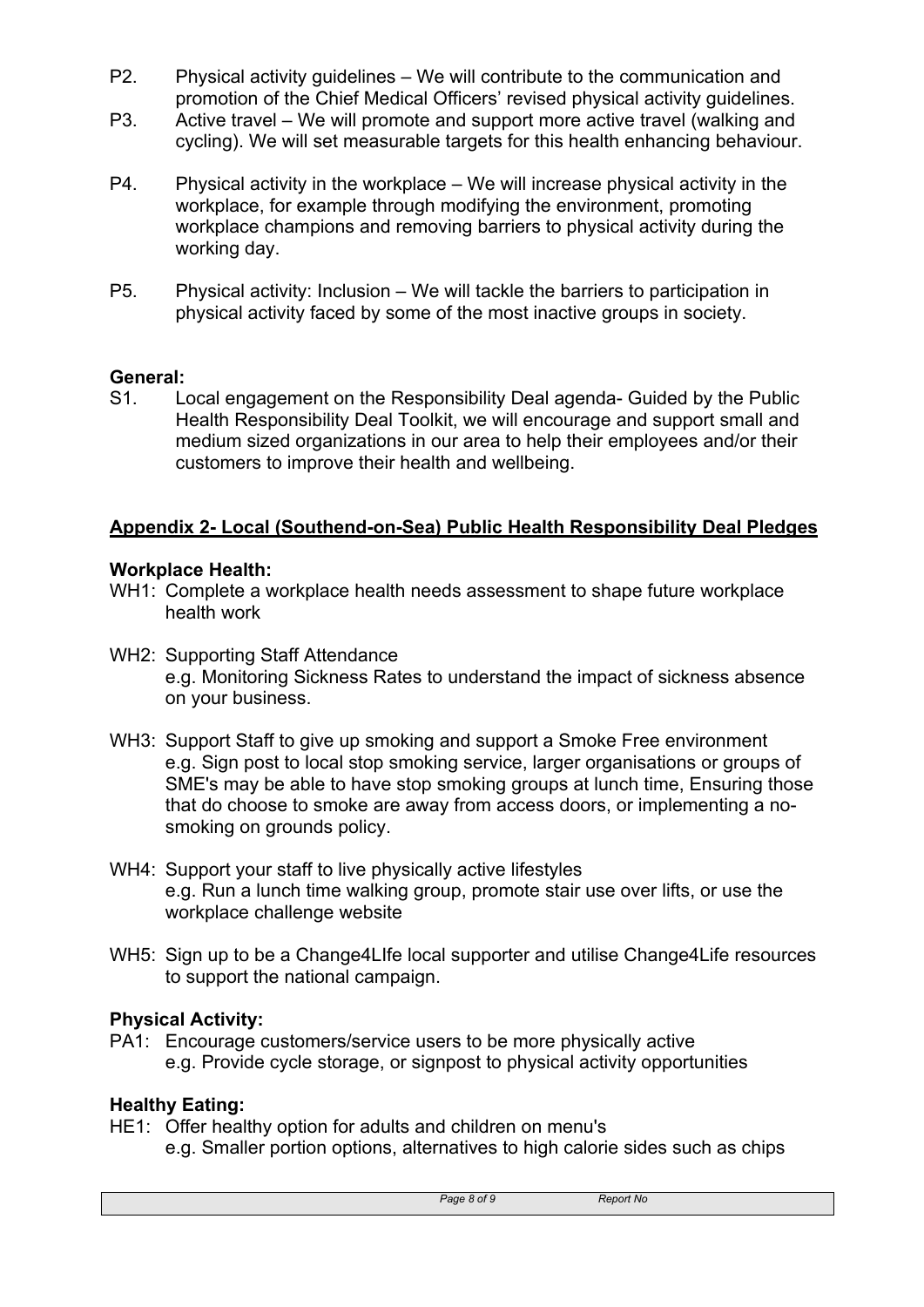P2. Physical activity guidelines – We will contribute to the communication and promotion of the Chief Medical Officers' revised physical activity guidelines.

P3. Active travel – We will promote and support more active travel (walking and cycling). We will set measurable targets for this health enhancing behaviour.

P4. Physical activity in the workplace – We will increase physical activity in the workplace, for example through modifying the environment, promoting workplace champions and removing barriers to physical activity during the working day.

P5. Physical activity: Inclusion – We will tackle the barriers to participation in physical activity faced by some of the most inactive groups in society.

**General:**

S1. Local engagement on the Responsibility Deal agenda- Guided by the Public Health Responsibility Deal Toolkit, we will encourage and support small and medium sized organizations in our area to help their employees and/or their customers to improve their health and wellbeing.

## Appendix 2- Local (Southend-on-Sea) Public Health Responsibility Deal Pledges

**Workplace Health:**

WH1: Complete a workplace health needs assessment to shape future workplace health work

WH2: Supporting Staff Attendance
e.g. Monitoring Sickness Rates to understand the impact of sickness absence on your business.

WH3: Support Staff to give up smoking and support a Smoke Free environment
e.g. Sign post to local stop smoking service, larger organisations or groups of SME's may be able to have stop smoking groups at lunch time, Ensuring those that do choose to smoke are away from access doors, or implementing a no-smoking on grounds policy.

WH4: Support your staff to live physically active lifestyles
e.g. Run a lunch time walking group, promote stair use over lifts, or use the workplace challenge website

WH5: Sign up to be a Change4LIfe local supporter and utilise Change4Life resources to support the national campaign.

**Physical Activity:**

PA1: Encourage customers/service users to be more physically active
e.g. Provide cycle storage, or signpost to physical activity opportunities

**Healthy Eating:**

HE1: Offer healthy option for adults and children on menu's
e.g. Smaller portion options, alternatives to high calorie sides such as chips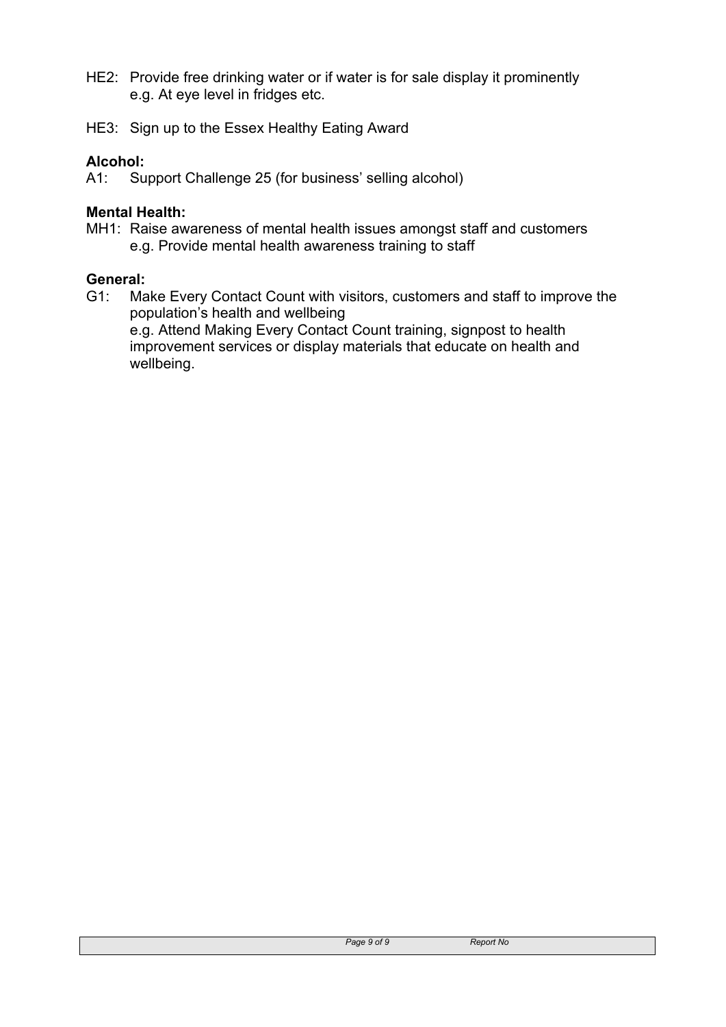HE2: Provide free drinking water or if water is for sale display it prominently e.g. At eye level in fridges etc.

HE3: Sign up to the Essex Healthy Eating Award

**Alcohol:**

A1: Support Challenge 25 (for business' selling alcohol)

**Mental Health:**

MH1: Raise awareness of mental health issues amongst staff and customers e.g. Provide mental health awareness training to staff

**General:**

G1: Make Every Contact Count with visitors, customers and staff to improve the population's health and wellbeing
e.g. Attend Making Every Contact Count training, signpost to health improvement services or display materials that educate on health and wellbeing.